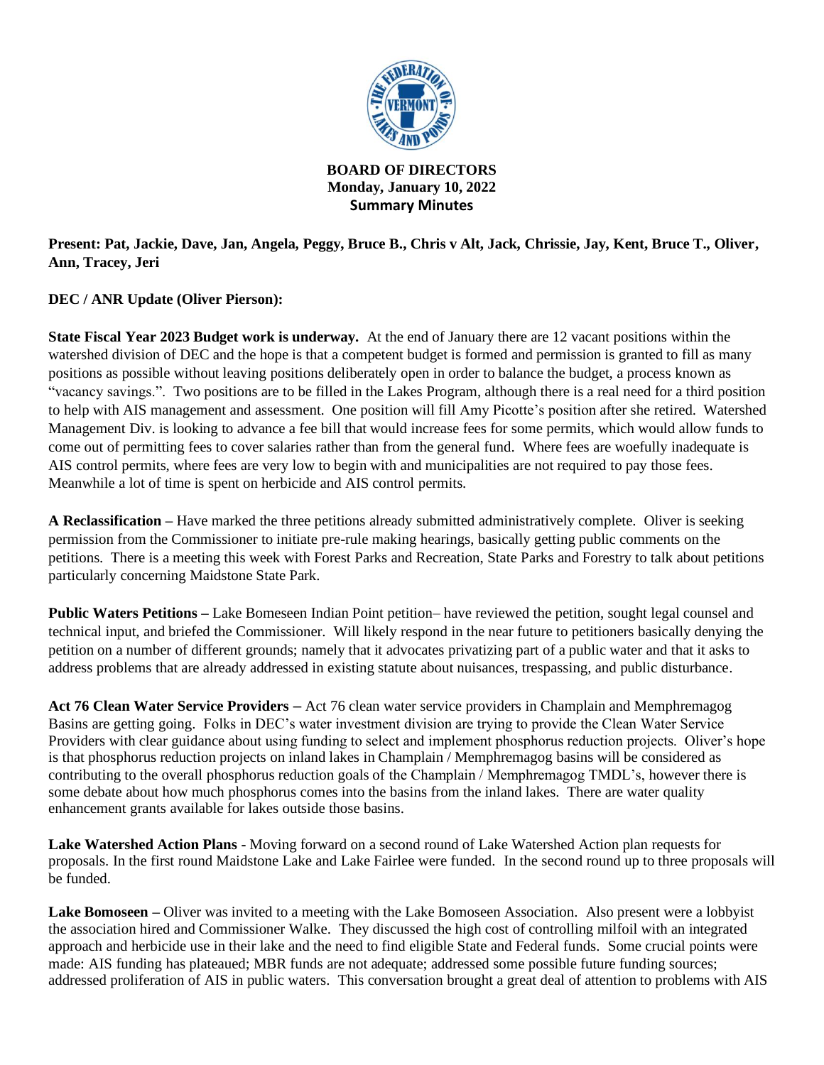**BOARD OF DIRECTORS**
**Monday, January 10, 2022**
**Summary Minutes**

**Present: Pat, Jackie, Dave, Jan, Angela, Peggy, Bruce B., Chris v Alt, Jack, Chrissie, Jay, Kent, Bruce T., Oliver, Ann, Tracey, Jeri**

**DEC / ANR Update (Oliver Pierson):**

**State Fiscal Year 2023 Budget work is underway.** At the end of January there are 12 vacant positions within the watershed division of DEC and the hope is that a competent budget is formed and permission is granted to fill as many positions as possible without leaving positions deliberately open in order to balance the budget, a process known as "vacancy savings.". Two positions are to be filled in the Lakes Program, although there is a real need for a third position to help with AIS management and assessment. One position will fill Amy Picotte's position after she retired. Watershed Management Div. is looking to advance a fee bill that would increase fees for some permits, which would allow funds to come out of permitting fees to cover salaries rather than from the general fund. Where fees are woefully inadequate is AIS control permits, where fees are very low to begin with and municipalities are not required to pay those fees. Meanwhile a lot of time is spent on herbicide and AIS control permits.

**A Reclassification –** Have marked the three petitions already submitted administratively complete. Oliver is seeking permission from the Commissioner to initiate pre-rule making hearings, basically getting public comments on the petitions. There is a meeting this week with Forest Parks and Recreation, State Parks and Forestry to talk about petitions particularly concerning Maidstone State Park.

**Public Waters Petitions –** Lake Bomeseen Indian Point petition– have reviewed the petition, sought legal counsel and technical input, and briefed the Commissioner. Will likely respond in the near future to petitioners basically denying the petition on a number of different grounds; namely that it advocates privatizing part of a public water and that it asks to address problems that are already addressed in existing statute about nuisances, trespassing, and public disturbance.

**Act 76 Clean Water Service Providers –** Act 76 clean water service providers in Champlain and Memphremagog Basins are getting going. Folks in DEC's water investment division are trying to provide the Clean Water Service Providers with clear guidance about using funding to select and implement phosphorus reduction projects. Oliver's hope is that phosphorus reduction projects on inland lakes in Champlain / Memphremagog basins will be considered as contributing to the overall phosphorus reduction goals of the Champlain / Memphremagog TMDL's, however there is some debate about how much phosphorus comes into the basins from the inland lakes. There are water quality enhancement grants available for lakes outside those basins.

**Lake Watershed Action Plans -** Moving forward on a second round of Lake Watershed Action plan requests for proposals. In the first round Maidstone Lake and Lake Fairlee were funded. In the second round up to three proposals will be funded.

**Lake Bomoseen –** Oliver was invited to a meeting with the Lake Bomoseen Association. Also present were a lobbyist the association hired and Commissioner Walke. They discussed the high cost of controlling milfoil with an integrated approach and herbicide use in their lake and the need to find eligible State and Federal funds. Some crucial points were made: AIS funding has plateaued; MBR funds are not adequate; addressed some possible future funding sources; addressed proliferation of AIS in public waters. This conversation brought a great deal of attention to problems with AIS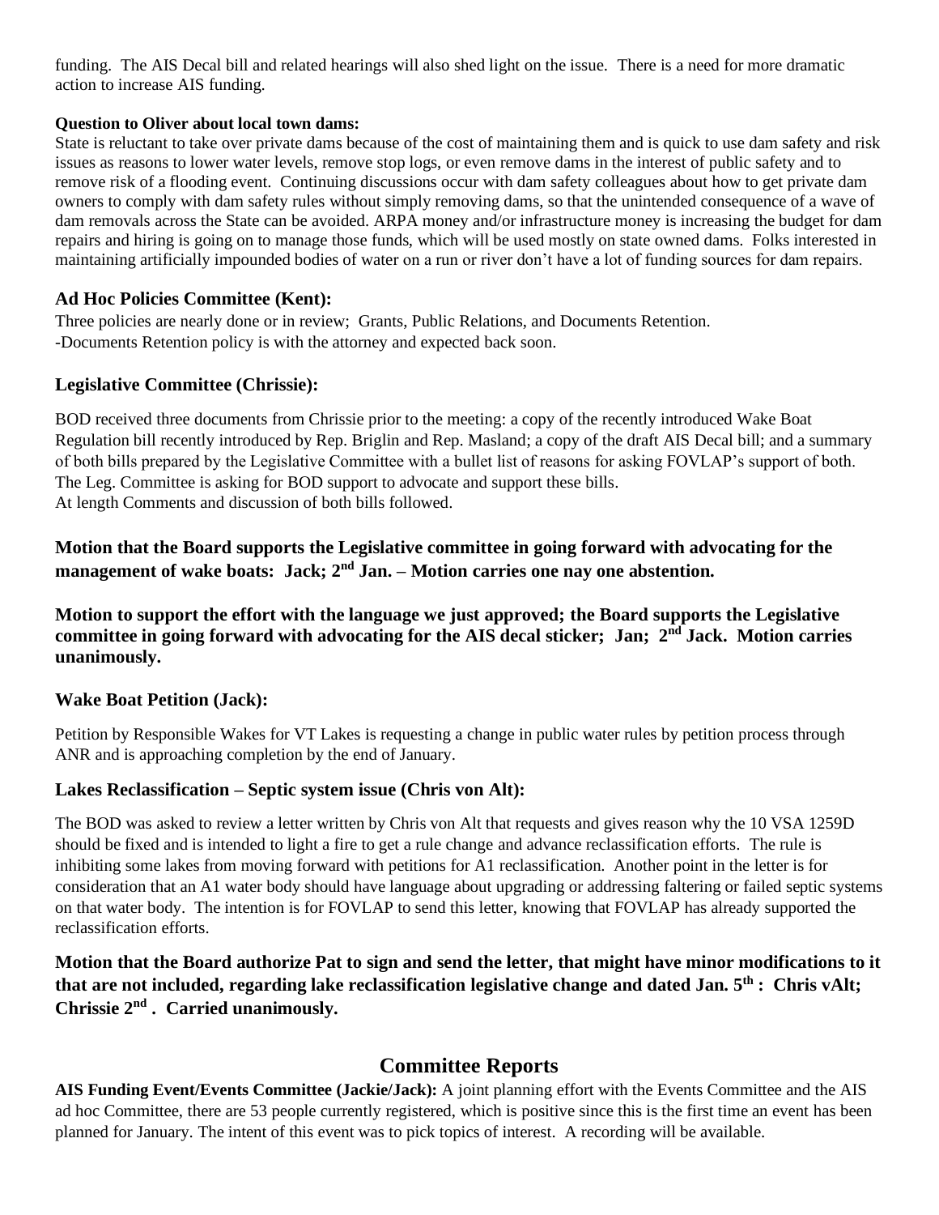funding. The AIS Decal bill and related hearings will also shed light on the issue. There is a need for more dramatic action to increase AIS funding.

**Question to Oliver about local town dams:**

State is reluctant to take over private dams because of the cost of maintaining them and is quick to use dam safety and risk issues as reasons to lower water levels, remove stop logs, or even remove dams in the interest of public safety and to remove risk of a flooding event. Continuing discussions occur with dam safety colleagues about how to get private dam owners to comply with dam safety rules without simply removing dams, so that the unintended consequence of a wave of dam removals across the State can be avoided. ARPA money and/or infrastructure money is increasing the budget for dam repairs and hiring is going on to manage those funds, which will be used mostly on state owned dams. Folks interested in maintaining artificially impounded bodies of water on a run or river don't have a lot of funding sources for dam repairs.

### Ad Hoc Policies Committee (Kent):

Three policies are nearly done or in review; Grants, Public Relations, and Documents Retention.
-Documents Retention policy is with the attorney and expected back soon.

### Legislative Committee (Chrissie):

BOD received three documents from Chrissie prior to the meeting: a copy of the recently introduced Wake Boat Regulation bill recently introduced by Rep. Briglin and Rep. Masland; a copy of the draft AIS Decal bill; and a summary of both bills prepared by the Legislative Committee with a bullet list of reasons for asking FOVLAP's support of both. The Leg. Committee is asking for BOD support to advocate and support these bills.
At length Comments and discussion of both bills followed.

**Motion that the Board supports the Legislative committee in going forward with advocating for the management of wake boats: Jack; 2nd Jan. – Motion carries one nay one abstention.**

**Motion to support the effort with the language we just approved; the Board supports the Legislative committee in going forward with advocating for the AIS decal sticker; Jan; 2nd Jack. Motion carries unanimously.**

### Wake Boat Petition (Jack):

Petition by Responsible Wakes for VT Lakes is requesting a change in public water rules by petition process through ANR and is approaching completion by the end of January.

### Lakes Reclassification – Septic system issue (Chris von Alt):

The BOD was asked to review a letter written by Chris von Alt that requests and gives reason why the 10 VSA 1259D should be fixed and is intended to light a fire to get a rule change and advance reclassification efforts. The rule is inhibiting some lakes from moving forward with petitions for A1 reclassification. Another point in the letter is for consideration that an A1 water body should have language about upgrading or addressing faltering or failed septic systems on that water body. The intention is for FOVLAP to send this letter, knowing that FOVLAP has already supported the reclassification efforts.

**Motion that the Board authorize Pat to sign and send the letter, that might have minor modifications to it that are not included, regarding lake reclassification legislative change and dated Jan. 5th : Chris vAlt; Chrissie 2nd . Carried unanimously.**

## Committee Reports

**AIS Funding Event/Events Committee (Jackie/Jack):** A joint planning effort with the Events Committee and the AIS ad hoc Committee, there are 53 people currently registered, which is positive since this is the first time an event has been planned for January. The intent of this event was to pick topics of interest. A recording will be available.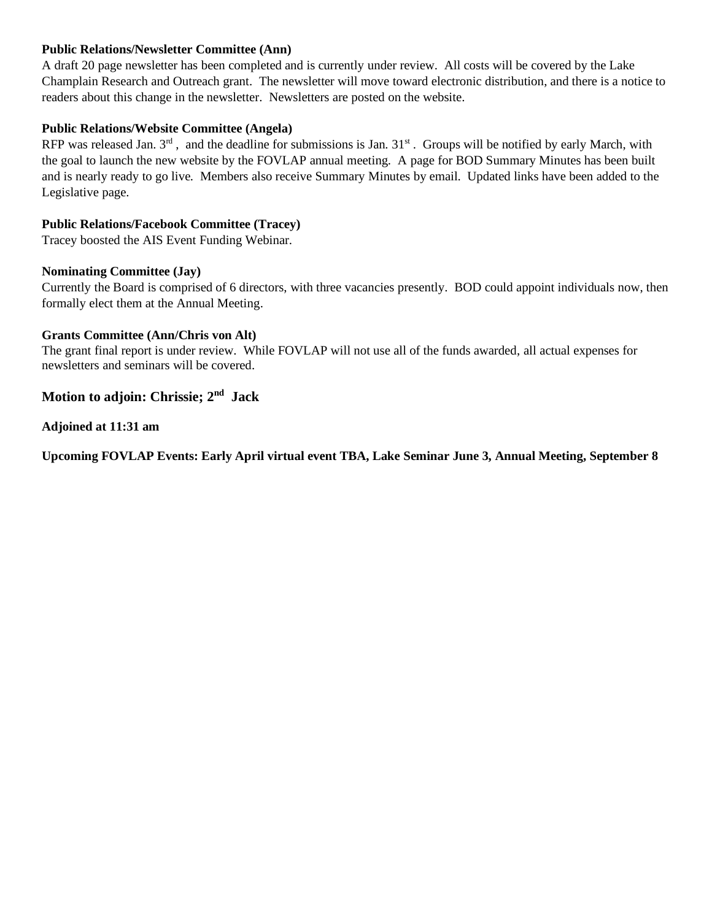**Public Relations/Newsletter Committee (Ann)**
A draft 20 page newsletter has been completed and is currently under review. All costs will be covered by the Lake Champlain Research and Outreach grant. The newsletter will move toward electronic distribution, and there is a notice to readers about this change in the newsletter. Newsletters are posted on the website.

**Public Relations/Website Committee (Angela)**
RFP was released Jan. 3rd , and the deadline for submissions is Jan. 31st . Groups will be notified by early March, with the goal to launch the new website by the FOVLAP annual meeting. A page for BOD Summary Minutes has been built and is nearly ready to go live. Members also receive Summary Minutes by email. Updated links have been added to the Legislative page.

**Public Relations/Facebook Committee (Tracey)**
Tracey boosted the AIS Event Funding Webinar.

**Nominating Committee (Jay)**
Currently the Board is comprised of 6 directors, with three vacancies presently. BOD could appoint individuals now, then formally elect them at the Annual Meeting.

**Grants Committee (Ann/Chris von Alt)**
The grant final report is under review. While FOVLAP will not use all of the funds awarded, all actual expenses for newsletters and seminars will be covered.

## Motion to adjoin: Chrissie; 2nd Jack

**Adjoined at 11:31 am**

**Upcoming FOVLAP Events: Early April virtual event TBA, Lake Seminar June 3, Annual Meeting, September 8**